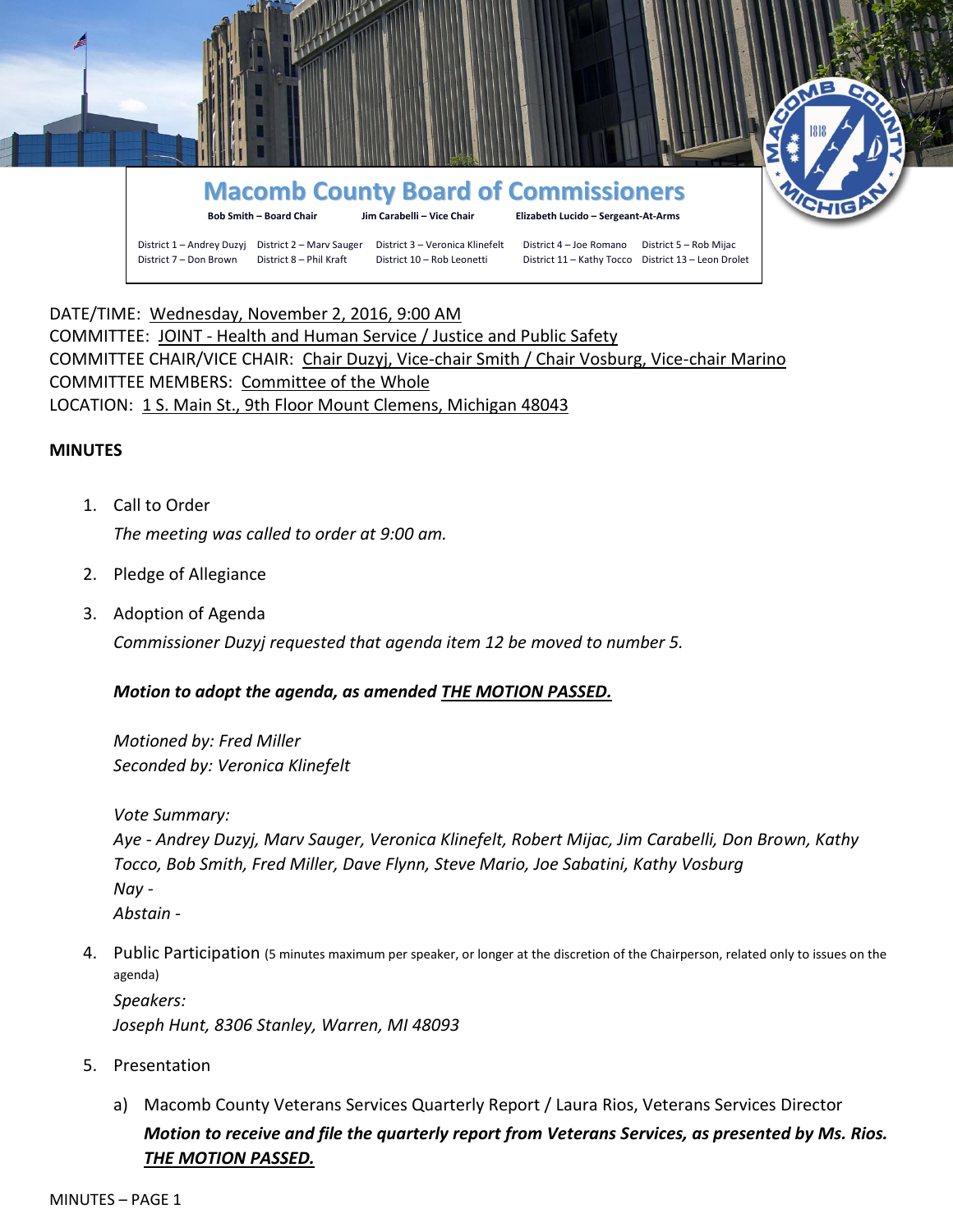# Macomb County Board of Commissioners

**Bob Smith – Board Chair** | **Jim Carabelli – Vice Chair** | **Elizabeth Lucido – Sergeant-At-Arms**

District 1 – Andrey Duzyj | District 2 – Marv Sauger | District 3 – Veronica Klinefelt | District 4 – Joe Romano | District 5 – Rob Mijac
District 7 – Don Brown | District 8 – Phil Kraft | District 10 – Rob Leonetti | District 11 – Kathy Tocco | District 13 – Leon Drolet

DATE/TIME: Wednesday, November 2, 2016, 9:00 AM
COMMITTEE: JOINT - Health and Human Service / Justice and Public Safety
COMMITTEE CHAIR/VICE CHAIR: Chair Duzyj, Vice-chair Smith / Chair Vosburg, Vice-chair Marino
COMMITTEE MEMBERS: Committee of the Whole
LOCATION: 1 S. Main St., 9th Floor Mount Clemens, Michigan 48043

**MINUTES**

1. Call to Order

   *The meeting was called to order at 9:00 am.*

2. Pledge of Allegiance

3. Adoption of Agenda

   *Commissioner Duzyj requested that agenda item 12 be moved to number 5.*

   ***Motion to adopt the agenda, as amended THE MOTION PASSED.***

   *Motioned by: Fred Miller*
   *Seconded by: Veronica Klinefelt*

   *Vote Summary:*
   *Aye - Andrey Duzyj, Marv Sauger, Veronica Klinefelt, Robert Mijac, Jim Carabelli, Don Brown, Kathy Tocco, Bob Smith, Fred Miller, Dave Flynn, Steve Mario, Joe Sabatini, Kathy Vosburg*
   *Nay -*
   *Abstain -*

4. Public Participation (5 minutes maximum per speaker, or longer at the discretion of the Chairperson, related only to issues on the agenda)

   *Speakers:*
   *Joseph Hunt, 8306 Stanley, Warren, MI 48093*

5. Presentation

   a) Macomb County Veterans Services Quarterly Report / Laura Rios, Veterans Services Director

      ***Motion to receive and file the quarterly report from Veterans Services, as presented by Ms. Rios. THE MOTION PASSED.***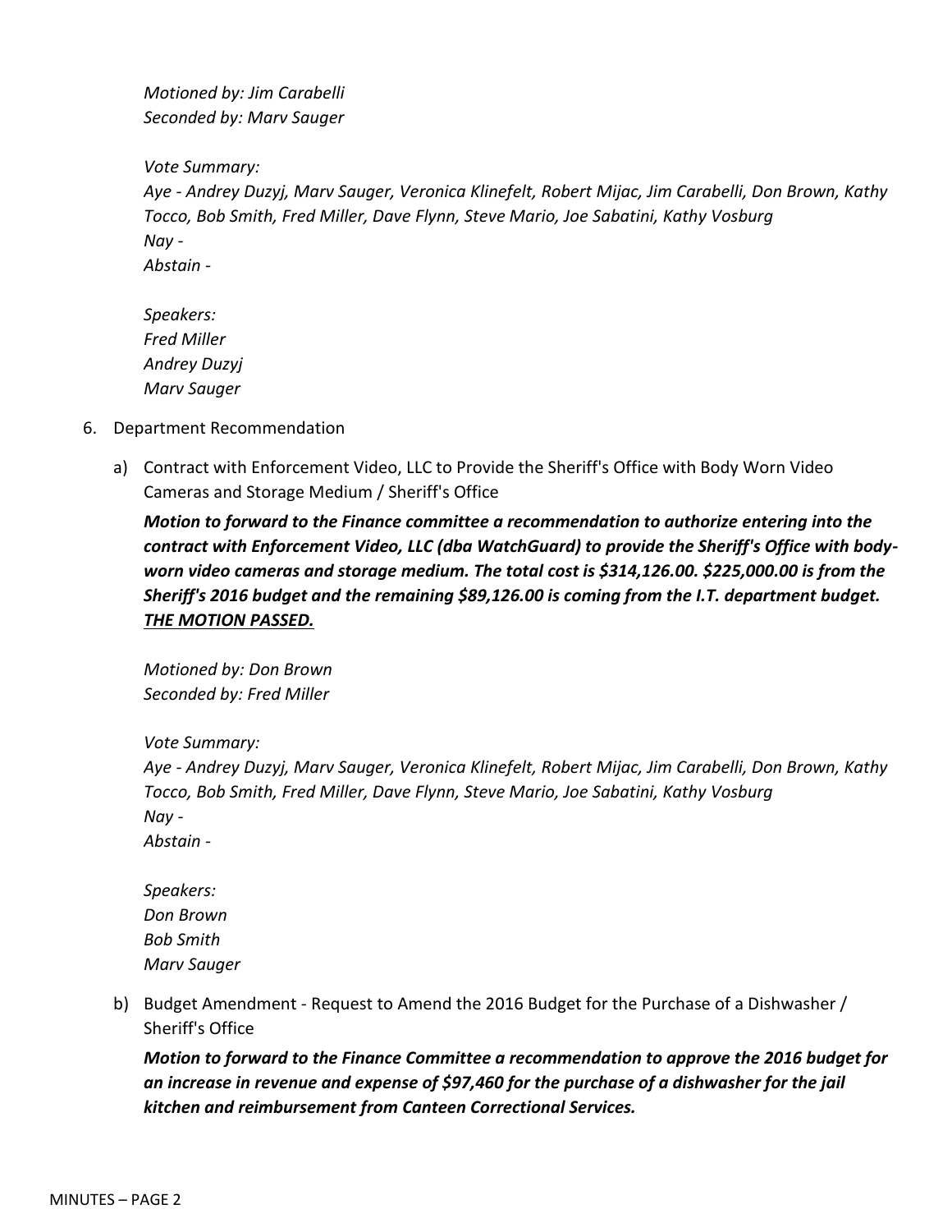*Motioned by: Jim Carabelli*
*Seconded by: Marv Sauger*

*Vote Summary:*
*Aye - Andrey Duzyj, Marv Sauger, Veronica Klinefelt, Robert Mijac, Jim Carabelli, Don Brown, Kathy Tocco, Bob Smith, Fred Miller, Dave Flynn, Steve Mario, Joe Sabatini, Kathy Vosburg*
*Nay -*
*Abstain -*

*Speakers:*
*Fred Miller*
*Andrey Duzyj*
*Marv Sauger*

6. Department Recommendation

   a) Contract with Enforcement Video, LLC to Provide the Sheriff's Office with Body Worn Video Cameras and Storage Medium / Sheriff's Office

   ***Motion to forward to the Finance committee a recommendation to authorize entering into the contract with Enforcement Video, LLC (dba WatchGuard) to provide the Sheriff's Office with body-worn video cameras and storage medium. The total cost is $314,126.00. $225,000.00 is from the Sheriff's 2016 budget and the remaining $89,126.00 is coming from the I.T. department budget. <u>THE MOTION PASSED.</u>***

   *Motioned by: Don Brown*
   *Seconded by: Fred Miller*

   *Vote Summary:*
   *Aye - Andrey Duzyj, Marv Sauger, Veronica Klinefelt, Robert Mijac, Jim Carabelli, Don Brown, Kathy Tocco, Bob Smith, Fred Miller, Dave Flynn, Steve Mario, Joe Sabatini, Kathy Vosburg*
   *Nay -*
   *Abstain -*

   *Speakers:*
   *Don Brown*
   *Bob Smith*
   *Marv Sauger*

   b) Budget Amendment - Request to Amend the 2016 Budget for the Purchase of a Dishwasher / Sheriff's Office

   ***Motion to forward to the Finance Committee a recommendation to approve the 2016 budget for an increase in revenue and expense of $97,460 for the purchase of a dishwasher for the jail kitchen and reimbursement from Canteen Correctional Services.***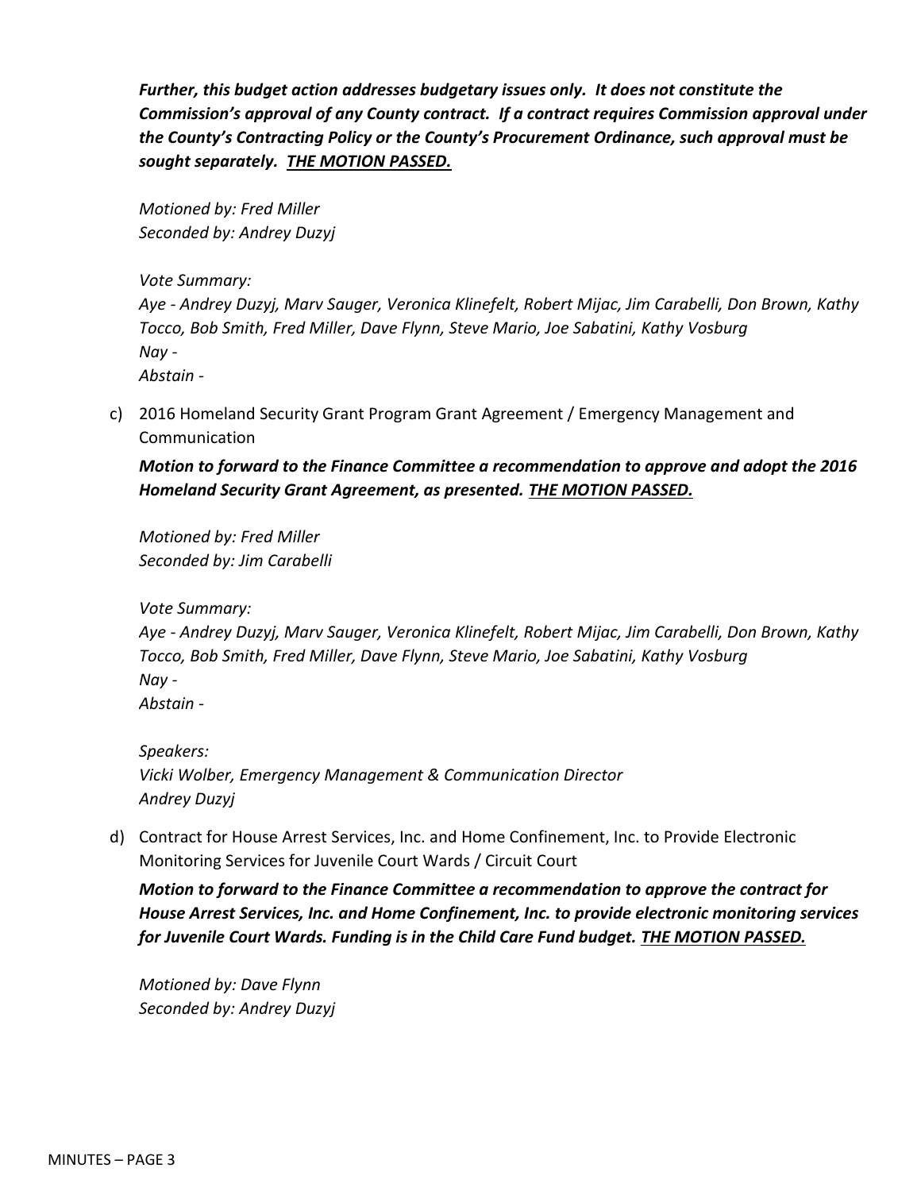***Further, this budget action addresses budgetary issues only. It does not constitute the Commission's approval of any County contract. If a contract requires Commission approval under the County's Contracting Policy or the County's Procurement Ordinance, such approval must be sought separately. <u>THE MOTION PASSED.</u>***

*Motioned by: Fred Miller*
*Seconded by: Andrey Duzyj*

*Vote Summary:*
*Aye - Andrey Duzyj, Marv Sauger, Veronica Klinefelt, Robert Mijac, Jim Carabelli, Don Brown, Kathy Tocco, Bob Smith, Fred Miller, Dave Flynn, Steve Mario, Joe Sabatini, Kathy Vosburg*
*Nay -*
*Abstain -*

c) 2016 Homeland Security Grant Program Grant Agreement / Emergency Management and Communication

***Motion to forward to the Finance Committee a recommendation to approve and adopt the 2016 Homeland Security Grant Agreement, as presented. <u>THE MOTION PASSED.</u>***

*Motioned by: Fred Miller*
*Seconded by: Jim Carabelli*

*Vote Summary:*
*Aye - Andrey Duzyj, Marv Sauger, Veronica Klinefelt, Robert Mijac, Jim Carabelli, Don Brown, Kathy Tocco, Bob Smith, Fred Miller, Dave Flynn, Steve Mario, Joe Sabatini, Kathy Vosburg*
*Nay -*
*Abstain -*

*Speakers:*
*Vicki Wolber, Emergency Management & Communication Director*
*Andrey Duzyj*

d) Contract for House Arrest Services, Inc. and Home Confinement, Inc. to Provide Electronic Monitoring Services for Juvenile Court Wards / Circuit Court

***Motion to forward to the Finance Committee a recommendation to approve the contract for House Arrest Services, Inc. and Home Confinement, Inc. to provide electronic monitoring services for Juvenile Court Wards. Funding is in the Child Care Fund budget. <u>THE MOTION PASSED.</u>***

*Motioned by: Dave Flynn*
*Seconded by: Andrey Duzyj*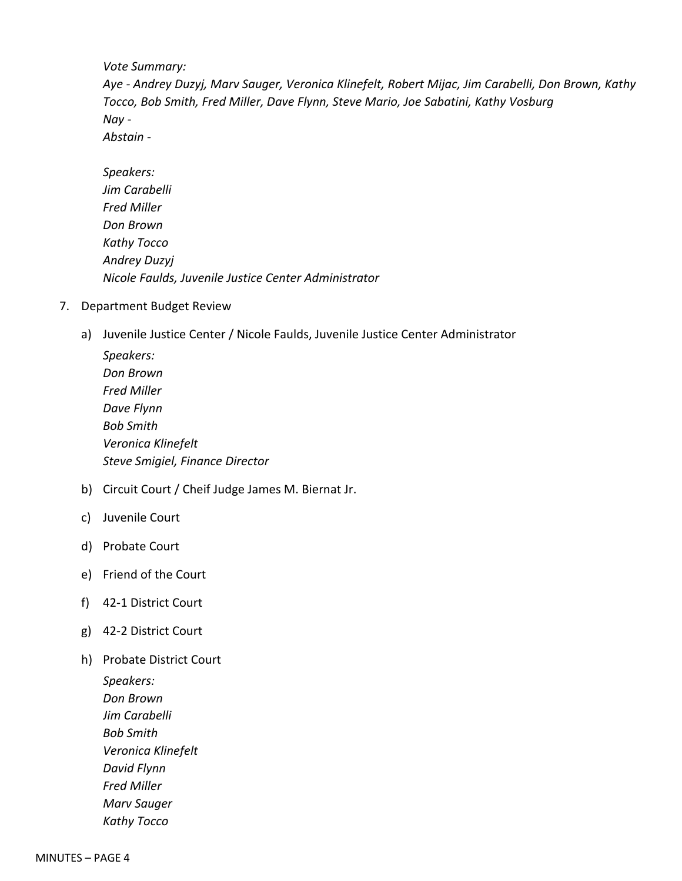*Vote Summary:*
*Aye - Andrey Duzyj, Marv Sauger, Veronica Klinefelt, Robert Mijac, Jim Carabelli, Don Brown, Kathy Tocco, Bob Smith, Fred Miller, Dave Flynn, Steve Mario, Joe Sabatini, Kathy Vosburg*
*Nay -*
*Abstain -*

*Speakers:*
*Jim Carabelli*
*Fred Miller*
*Don Brown*
*Kathy Tocco*
*Andrey Duzyj*
*Nicole Faulds, Juvenile Justice Center Administrator*

7. Department Budget Review

   a) Juvenile Justice Center / Nicole Faulds, Juvenile Justice Center Administrator

      *Speakers:*
      *Don Brown*
      *Fred Miller*
      *Dave Flynn*
      *Bob Smith*
      *Veronica Klinefelt*
      *Steve Smigiel, Finance Director*

   b) Circuit Court / Cheif Judge James M. Biernat Jr.

   c) Juvenile Court

   d) Probate Court

   e) Friend of the Court

   f) 42-1 District Court

   g) 42-2 District Court

   h) Probate District Court

      *Speakers:*
      *Don Brown*
      *Jim Carabelli*
      *Bob Smith*
      *Veronica Klinefelt*
      *David Flynn*
      *Fred Miller*
      *Marv Sauger*
      *Kathy Tocco*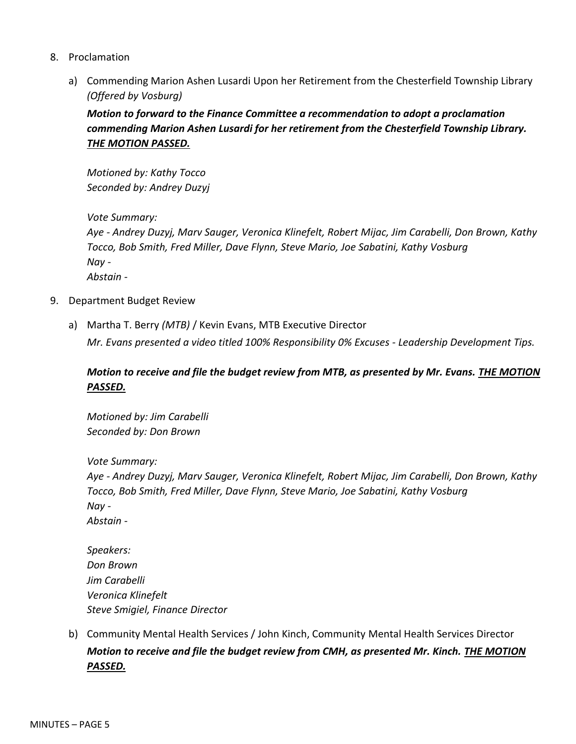8. Proclamation

   a) Commending Marion Ashen Lusardi Upon her Retirement from the Chesterfield Township Library *(Offered by Vosburg)*

      ***Motion to forward to the Finance Committee a recommendation to adopt a proclamation commending Marion Ashen Lusardi for her retirement from the Chesterfield Township Library. <u>THE MOTION PASSED.</u>***

      *Motioned by: Kathy Tocco*
      *Seconded by: Andrey Duzyj*

      *Vote Summary:*
      *Aye - Andrey Duzyj, Marv Sauger, Veronica Klinefelt, Robert Mijac, Jim Carabelli, Don Brown, Kathy Tocco, Bob Smith, Fred Miller, Dave Flynn, Steve Mario, Joe Sabatini, Kathy Vosburg*
      *Nay -*
      *Abstain -*

9. Department Budget Review

   a) Martha T. Berry *(MTB)* / Kevin Evans, MTB Executive Director
      *Mr. Evans presented a video titled 100% Responsibility 0% Excuses - Leadership Development Tips.*

      ***Motion to receive and file the budget review from MTB, as presented by Mr. Evans. <u>THE MOTION PASSED.</u>***

      *Motioned by: Jim Carabelli*
      *Seconded by: Don Brown*

      *Vote Summary:*
      *Aye - Andrey Duzyj, Marv Sauger, Veronica Klinefelt, Robert Mijac, Jim Carabelli, Don Brown, Kathy Tocco, Bob Smith, Fred Miller, Dave Flynn, Steve Mario, Joe Sabatini, Kathy Vosburg*
      *Nay -*
      *Abstain -*

      *Speakers:*
      *Don Brown*
      *Jim Carabelli*
      *Veronica Klinefelt*
      *Steve Smigiel, Finance Director*

   b) Community Mental Health Services / John Kinch, Community Mental Health Services Director
      ***Motion to receive and file the budget review from CMH, as presented Mr. Kinch. <u>THE MOTION PASSED.</u>***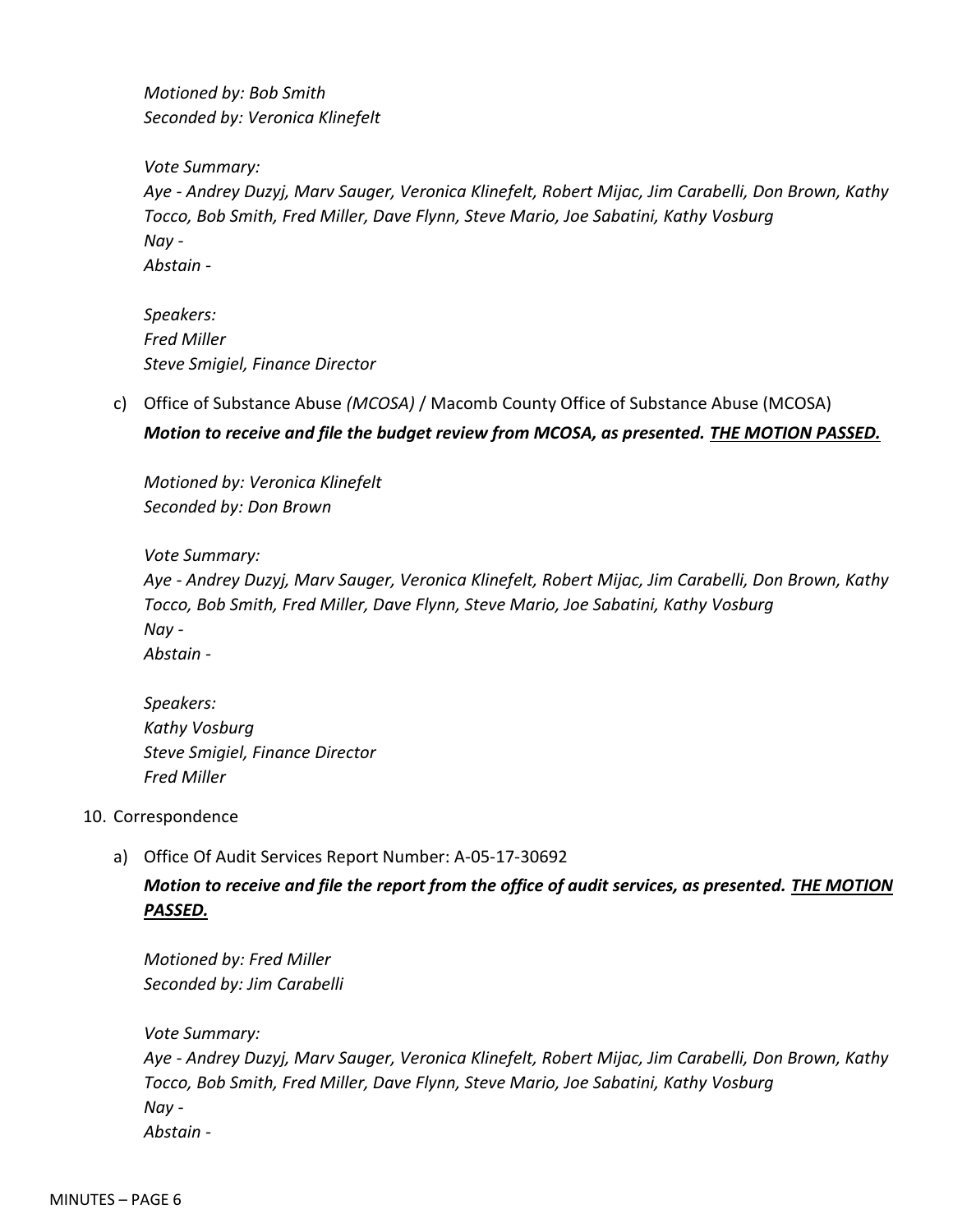*Motioned by: Bob Smith*
*Seconded by: Veronica Klinefelt*

*Vote Summary:*
*Aye - Andrey Duzyj, Marv Sauger, Veronica Klinefelt, Robert Mijac, Jim Carabelli, Don Brown, Kathy Tocco, Bob Smith, Fred Miller, Dave Flynn, Steve Mario, Joe Sabatini, Kathy Vosburg*
*Nay -*
*Abstain -*

*Speakers:*
*Fred Miller*
*Steve Smigiel, Finance Director*

c) Office of Substance Abuse *(MCOSA)* / Macomb County Office of Substance Abuse (MCOSA)

***Motion to receive and file the budget review from MCOSA, as presented. <u>THE MOTION PASSED.</u>***

*Motioned by: Veronica Klinefelt*
*Seconded by: Don Brown*

*Vote Summary:*
*Aye - Andrey Duzyj, Marv Sauger, Veronica Klinefelt, Robert Mijac, Jim Carabelli, Don Brown, Kathy Tocco, Bob Smith, Fred Miller, Dave Flynn, Steve Mario, Joe Sabatini, Kathy Vosburg*
*Nay -*
*Abstain -*

*Speakers:*
*Kathy Vosburg*
*Steve Smigiel, Finance Director*
*Fred Miller*

10. Correspondence

a) Office Of Audit Services Report Number: A-05-17-30692

***Motion to receive and file the report from the office of audit services, as presented. <u>THE MOTION PASSED.</u>***

*Motioned by: Fred Miller*
*Seconded by: Jim Carabelli*

*Vote Summary:*
*Aye - Andrey Duzyj, Marv Sauger, Veronica Klinefelt, Robert Mijac, Jim Carabelli, Don Brown, Kathy Tocco, Bob Smith, Fred Miller, Dave Flynn, Steve Mario, Joe Sabatini, Kathy Vosburg*
*Nay -*
*Abstain -*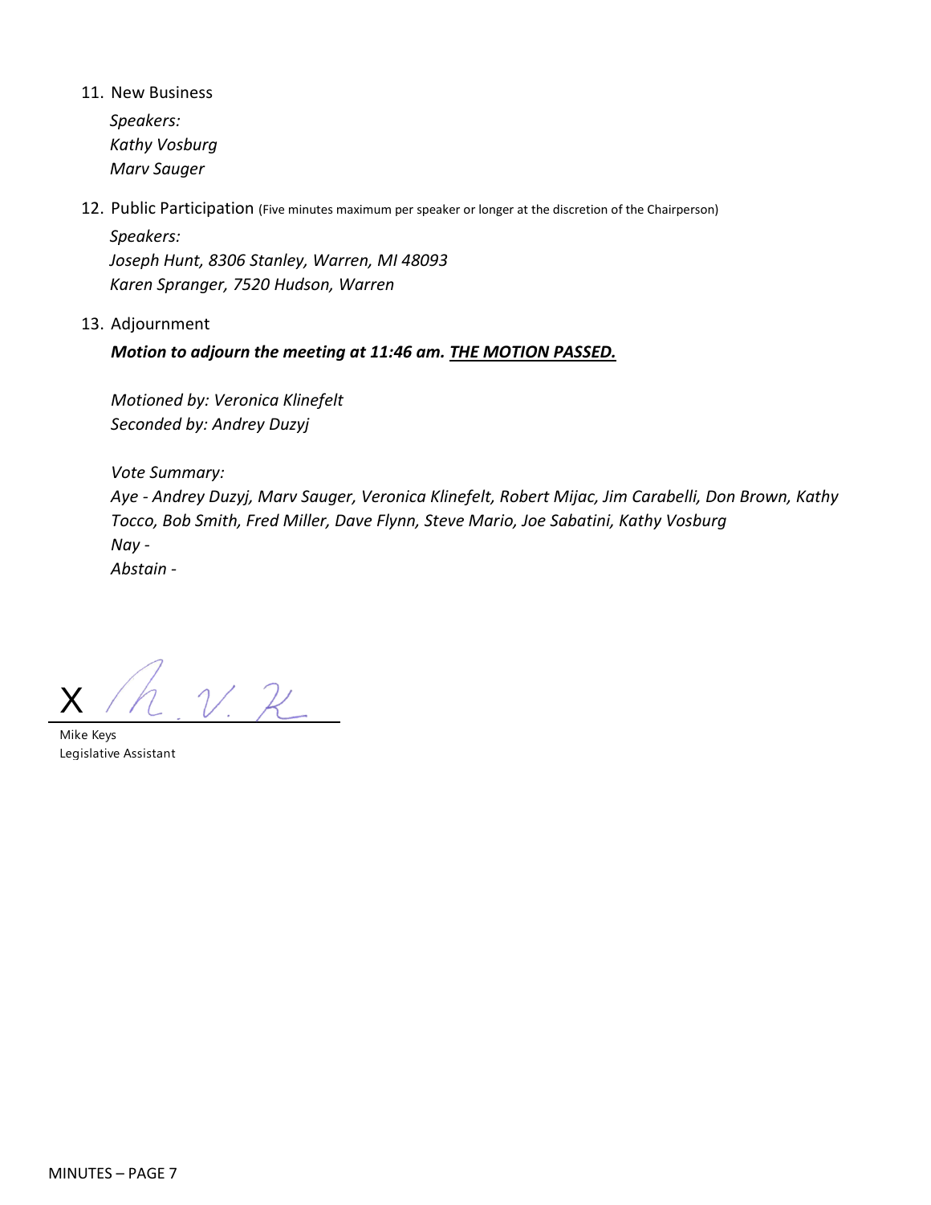11. New Business

    *Speakers:*
    *Kathy Vosburg*
    *Marv Sauger*

12. Public Participation (Five minutes maximum per speaker or longer at the discretion of the Chairperson)

    *Speakers:*
    *Joseph Hunt, 8306 Stanley, Warren, MI 48093*
    *Karen Spranger, 7520 Hudson, Warren*

13. Adjournment

    ***Motion to adjourn the meeting at 11:46 am. THE MOTION PASSED.***

    *Motioned by: Veronica Klinefelt*
    *Seconded by: Andrey Duzyj*

    *Vote Summary:*
    *Aye - Andrey Duzyj, Marv Sauger, Veronica Klinefelt, Robert Mijac, Jim Carabelli, Don Brown, Kathy Tocco, Bob Smith, Fred Miller, Dave Flynn, Steve Mario, Joe Sabatini, Kathy Vosburg*
    *Nay -*
    *Abstain -*

X

Mike Keys
Legislative Assistant